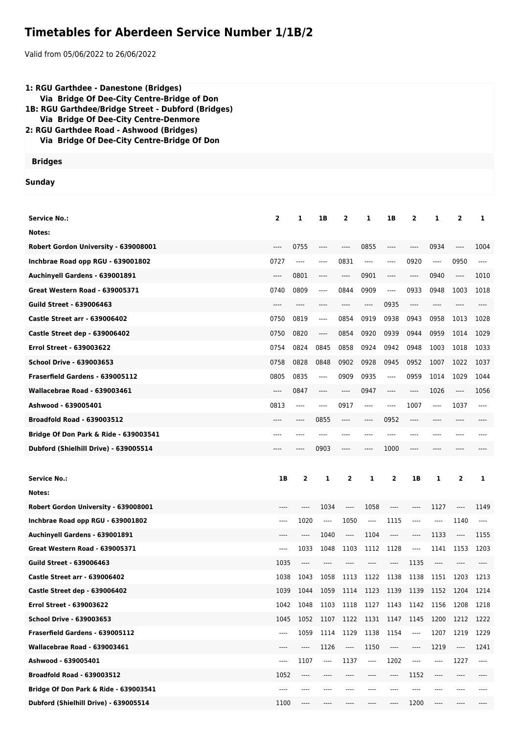# Timetables for Aberdeen Service Number 1/1B/2

Valid from 05/06/2022 to 26/06/2022

**1: RGU Garthdee - Danestone (Bridges)**
**Via Bridge Of Dee-City Centre-Bridge of Don**
**1B: RGU Garthdee/Bridge Street - Dubford (Bridges)**
**Via Bridge Of Dee-City Centre-Denmore**
**2: RGU Garthdee Road - Ashwood (Bridges)**
**Via Bridge Of Dee-City Centre-Bridge Of Don**

**Bridges**

**Sunday**

| Service No.: | 2 | 1 | 1B | 2 | 1 | 1B | 2 | 1 | 2 | 1 |
|---|---|---|---|---|---|---|---|---|---|---|
| Notes: | | | | | | | | | | |
| Robert Gordon University - 639008001 | ---- | 0755 | ---- | ---- | 0855 | ---- | ---- | 0934 | ---- | 1004 |
| Inchbrae Road opp RGU - 639001802 | 0727 | ---- | ---- | 0831 | ---- | ---- | 0920 | ---- | 0950 | ---- |
| Auchinyell Gardens - 639001891 | ---- | 0801 | ---- | ---- | 0901 | ---- | ---- | 0940 | ---- | 1010 |
| Great Western Road - 639005371 | 0740 | 0809 | ---- | 0844 | 0909 | ---- | 0933 | 0948 | 1003 | 1018 |
| Guild Street - 639006463 | ---- | ---- | ---- | ---- | ---- | 0935 | ---- | ---- | ---- | ---- |
| Castle Street arr - 639006402 | 0750 | 0819 | ---- | 0854 | 0919 | 0938 | 0943 | 0958 | 1013 | 1028 |
| Castle Street dep - 639006402 | 0750 | 0820 | ---- | 0854 | 0920 | 0939 | 0944 | 0959 | 1014 | 1029 |
| Errol Street - 639003622 | 0754 | 0824 | 0845 | 0858 | 0924 | 0942 | 0948 | 1003 | 1018 | 1033 |
| School Drive - 639003653 | 0758 | 0828 | 0848 | 0902 | 0928 | 0945 | 0952 | 1007 | 1022 | 1037 |
| Fraserfield Gardens - 639005112 | 0805 | 0835 | ---- | 0909 | 0935 | ---- | 0959 | 1014 | 1029 | 1044 |
| Wallacebrae Road - 639003461 | ---- | 0847 | ---- | ---- | 0947 | ---- | ---- | 1026 | ---- | 1056 |
| Ashwood - 639005401 | 0813 | ---- | ---- | 0917 | ---- | ---- | 1007 | ---- | 1037 | ---- |
| Broadfold Road - 639003512 | ---- | ---- | 0855 | ---- | ---- | 0952 | ---- | ---- | ---- | ---- |
| Bridge Of Don Park & Ride - 639003541 | ---- | ---- | ---- | ---- | ---- | ---- | ---- | ---- | ---- | ---- |
| Dubford (Shielhill Drive) - 639005514 | ---- | ---- | 0903 | ---- | ---- | 1000 | ---- | ---- | ---- | ---- |

| Service No.: | 1B | 2 | 1 | 2 | 1 | 2 | 1B | 1 | 2 | 1 |
|---|---|---|---|---|---|---|---|---|---|---|
| Notes: | | | | | | | | | | |
| Robert Gordon University - 639008001 | ---- | ---- | 1034 | ---- | 1058 | ---- | ---- | 1127 | ---- | 1149 |
| Inchbrae Road opp RGU - 639001802 | ---- | 1020 | ---- | 1050 | ---- | 1115 | ---- | ---- | 1140 | ---- |
| Auchinyell Gardens - 639001891 | ---- | ---- | 1040 | ---- | 1104 | ---- | ---- | 1133 | ---- | 1155 |
| Great Western Road - 639005371 | ---- | 1033 | 1048 | 1103 | 1112 | 1128 | ---- | 1141 | 1153 | 1203 |
| Guild Street - 639006463 | 1035 | ---- | ---- | ---- | ---- | ---- | 1135 | ---- | ---- | ---- |
| Castle Street arr - 639006402 | 1038 | 1043 | 1058 | 1113 | 1122 | 1138 | 1138 | 1151 | 1203 | 1213 |
| Castle Street dep - 639006402 | 1039 | 1044 | 1059 | 1114 | 1123 | 1139 | 1139 | 1152 | 1204 | 1214 |
| Errol Street - 639003622 | 1042 | 1048 | 1103 | 1118 | 1127 | 1143 | 1142 | 1156 | 1208 | 1218 |
| School Drive - 639003653 | 1045 | 1052 | 1107 | 1122 | 1131 | 1147 | 1145 | 1200 | 1212 | 1222 |
| Fraserfield Gardens - 639005112 | ---- | 1059 | 1114 | 1129 | 1138 | 1154 | ---- | 1207 | 1219 | 1229 |
| Wallacebrae Road - 639003461 | ---- | ---- | 1126 | ---- | 1150 | ---- | ---- | 1219 | ---- | 1241 |
| Ashwood - 639005401 | ---- | 1107 | ---- | 1137 | ---- | 1202 | ---- | ---- | 1227 | ---- |
| Broadfold Road - 639003512 | 1052 | ---- | ---- | ---- | ---- | ---- | 1152 | ---- | ---- | ---- |
| Bridge Of Don Park & Ride - 639003541 | ---- | ---- | ---- | ---- | ---- | ---- | ---- | ---- | ---- | ---- |
| Dubford (Shielhill Drive) - 639005514 | 1100 | ---- | ---- | ---- | ---- | ---- | 1200 | ---- | ---- | ---- |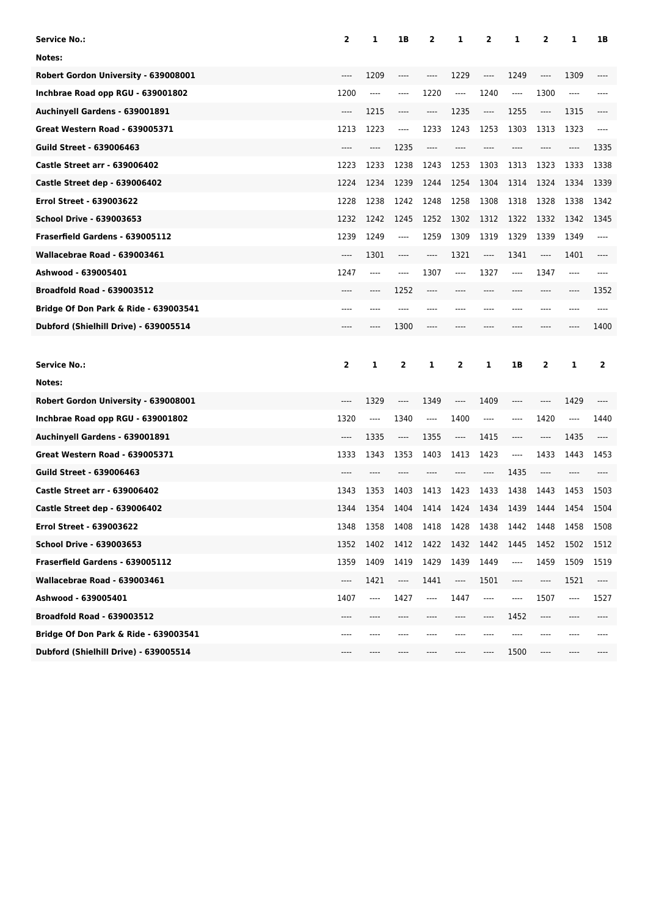| Service No.: | 2 | 1 | 1B | 2 | 1 | 2 | 1 | 2 | 1 | 1B |
|---|---|---|---|---|---|---|---|---|---|---|
| Notes: | | | | | | | | | | |
| Robert Gordon University - 639008001 | ---- | 1209 | ---- | ---- | 1229 | ---- | 1249 | ---- | 1309 | ---- |
| Inchbrae Road opp RGU - 639001802 | 1200 | ---- | ---- | 1220 | ---- | 1240 | ---- | 1300 | ---- | ---- |
| Auchinyell Gardens - 639001891 | ---- | 1215 | ---- | ---- | 1235 | ---- | 1255 | ---- | 1315 | ---- |
| Great Western Road - 639005371 | 1213 | 1223 | ---- | 1233 | 1243 | 1253 | 1303 | 1313 | 1323 | ---- |
| Guild Street - 639006463 | ---- | ---- | 1235 | ---- | ---- | ---- | ---- | ---- | ---- | 1335 |
| Castle Street arr - 639006402 | 1223 | 1233 | 1238 | 1243 | 1253 | 1303 | 1313 | 1323 | 1333 | 1338 |
| Castle Street dep - 639006402 | 1224 | 1234 | 1239 | 1244 | 1254 | 1304 | 1314 | 1324 | 1334 | 1339 |
| Errol Street - 639003622 | 1228 | 1238 | 1242 | 1248 | 1258 | 1308 | 1318 | 1328 | 1338 | 1342 |
| School Drive - 639003653 | 1232 | 1242 | 1245 | 1252 | 1302 | 1312 | 1322 | 1332 | 1342 | 1345 |
| Fraserfield Gardens - 639005112 | 1239 | 1249 | ---- | 1259 | 1309 | 1319 | 1329 | 1339 | 1349 | ---- |
| Wallacebrae Road - 639003461 | ---- | 1301 | ---- | ---- | 1321 | ---- | 1341 | ---- | 1401 | ---- |
| Ashwood - 639005401 | 1247 | ---- | ---- | 1307 | ---- | 1327 | ---- | 1347 | ---- | ---- |
| Broadfold Road - 639003512 | ---- | ---- | 1252 | ---- | ---- | ---- | ---- | ---- | ---- | 1352 |
| Bridge Of Don Park & Ride - 639003541 | ---- | ---- | ---- | ---- | ---- | ---- | ---- | ---- | ---- | ---- |
| Dubford (Shielhill Drive) - 639005514 | ---- | ---- | 1300 | ---- | ---- | ---- | ---- | ---- | ---- | 1400 |

| Service No.: | 2 | 1 | 2 | 1 | 2 | 1 | 1B | 2 | 1 | 2 |
|---|---|---|---|---|---|---|---|---|---|---|
| Notes: | | | | | | | | | | |
| Robert Gordon University - 639008001 | ---- | 1329 | ---- | 1349 | ---- | 1409 | ---- | ---- | 1429 | ---- |
| Inchbrae Road opp RGU - 639001802 | 1320 | ---- | 1340 | ---- | 1400 | ---- | ---- | 1420 | ---- | 1440 |
| Auchinyell Gardens - 639001891 | ---- | 1335 | ---- | 1355 | ---- | 1415 | ---- | ---- | 1435 | ---- |
| Great Western Road - 639005371 | 1333 | 1343 | 1353 | 1403 | 1413 | 1423 | ---- | 1433 | 1443 | 1453 |
| Guild Street - 639006463 | ---- | ---- | ---- | ---- | ---- | ---- | 1435 | ---- | ---- | ---- |
| Castle Street arr - 639006402 | 1343 | 1353 | 1403 | 1413 | 1423 | 1433 | 1438 | 1443 | 1453 | 1503 |
| Castle Street dep - 639006402 | 1344 | 1354 | 1404 | 1414 | 1424 | 1434 | 1439 | 1444 | 1454 | 1504 |
| Errol Street - 639003622 | 1348 | 1358 | 1408 | 1418 | 1428 | 1438 | 1442 | 1448 | 1458 | 1508 |
| School Drive - 639003653 | 1352 | 1402 | 1412 | 1422 | 1432 | 1442 | 1445 | 1452 | 1502 | 1512 |
| Fraserfield Gardens - 639005112 | 1359 | 1409 | 1419 | 1429 | 1439 | 1449 | ---- | 1459 | 1509 | 1519 |
| Wallacebrae Road - 639003461 | ---- | 1421 | ---- | 1441 | ---- | 1501 | ---- | ---- | 1521 | ---- |
| Ashwood - 639005401 | 1407 | ---- | 1427 | ---- | 1447 | ---- | ---- | 1507 | ---- | 1527 |
| Broadfold Road - 639003512 | ---- | ---- | ---- | ---- | ---- | ---- | 1452 | ---- | ---- | ---- |
| Bridge Of Don Park & Ride - 639003541 | ---- | ---- | ---- | ---- | ---- | ---- | ---- | ---- | ---- | ---- |
| Dubford (Shielhill Drive) - 639005514 | ---- | ---- | ---- | ---- | ---- | ---- | 1500 | ---- | ---- | ---- |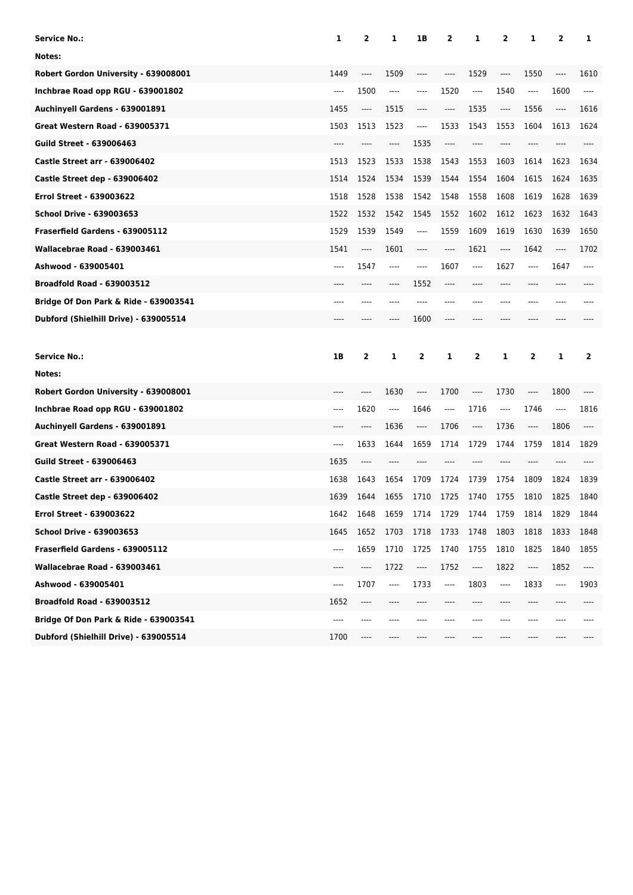| Service No.: | 1 | 2 | 1 | 1B | 2 | 1 | 2 | 1 | 2 | 1 |
|---|---|---|---|---|---|---|---|---|---|---|
| Notes: | | | | | | | | | | |
| Robert Gordon University - 639008001 | 1449 | ---- | 1509 | ---- | ---- | 1529 | ---- | 1550 | ---- | 1610 |
| Inchbrae Road opp RGU - 639001802 | ---- | 1500 | ---- | ---- | 1520 | ---- | 1540 | ---- | 1600 | ---- |
| Auchinyell Gardens - 639001891 | 1455 | ---- | 1515 | ---- | ---- | 1535 | ---- | 1556 | ---- | 1616 |
| Great Western Road - 639005371 | 1503 | 1513 | 1523 | ---- | 1533 | 1543 | 1553 | 1604 | 1613 | 1624 |
| Guild Street - 639006463 | ---- | ---- | ---- | 1535 | ---- | ---- | ---- | ---- | ---- | ---- |
| Castle Street arr - 639006402 | 1513 | 1523 | 1533 | 1538 | 1543 | 1553 | 1603 | 1614 | 1623 | 1634 |
| Castle Street dep - 639006402 | 1514 | 1524 | 1534 | 1539 | 1544 | 1554 | 1604 | 1615 | 1624 | 1635 |
| Errol Street - 639003622 | 1518 | 1528 | 1538 | 1542 | 1548 | 1558 | 1608 | 1619 | 1628 | 1639 |
| School Drive - 639003653 | 1522 | 1532 | 1542 | 1545 | 1552 | 1602 | 1612 | 1623 | 1632 | 1643 |
| Fraserfield Gardens - 639005112 | 1529 | 1539 | 1549 | ---- | 1559 | 1609 | 1619 | 1630 | 1639 | 1650 |
| Wallacebrae Road - 639003461 | 1541 | ---- | 1601 | ---- | ---- | 1621 | ---- | 1642 | ---- | 1702 |
| Ashwood - 639005401 | ---- | 1547 | ---- | ---- | 1607 | ---- | 1627 | ---- | 1647 | ---- |
| Broadfold Road - 639003512 | ---- | ---- | ---- | 1552 | ---- | ---- | ---- | ---- | ---- | ---- |
| Bridge Of Don Park & Ride - 639003541 | ---- | ---- | ---- | ---- | ---- | ---- | ---- | ---- | ---- | ---- |
| Dubford (Shielhill Drive) - 639005514 | ---- | ---- | ---- | 1600 | ---- | ---- | ---- | ---- | ---- | ---- |

| Service No.: | 1B | 2 | 1 | 2 | 1 | 2 | 1 | 2 | 1 | 2 |
|---|---|---|---|---|---|---|---|---|---|---|
| Notes: | | | | | | | | | | |
| Robert Gordon University - 639008001 | ---- | ---- | 1630 | ---- | 1700 | ---- | 1730 | ---- | 1800 | ---- |
| Inchbrae Road opp RGU - 639001802 | ---- | 1620 | ---- | 1646 | ---- | 1716 | ---- | 1746 | ---- | 1816 |
| Auchinyell Gardens - 639001891 | ---- | ---- | 1636 | ---- | 1706 | ---- | 1736 | ---- | 1806 | ---- |
| Great Western Road - 639005371 | ---- | 1633 | 1644 | 1659 | 1714 | 1729 | 1744 | 1759 | 1814 | 1829 |
| Guild Street - 639006463 | 1635 | ---- | ---- | ---- | ---- | ---- | ---- | ---- | ---- | ---- |
| Castle Street arr - 639006402 | 1638 | 1643 | 1654 | 1709 | 1724 | 1739 | 1754 | 1809 | 1824 | 1839 |
| Castle Street dep - 639006402 | 1639 | 1644 | 1655 | 1710 | 1725 | 1740 | 1755 | 1810 | 1825 | 1840 |
| Errol Street - 639003622 | 1642 | 1648 | 1659 | 1714 | 1729 | 1744 | 1759 | 1814 | 1829 | 1844 |
| School Drive - 639003653 | 1645 | 1652 | 1703 | 1718 | 1733 | 1748 | 1803 | 1818 | 1833 | 1848 |
| Fraserfield Gardens - 639005112 | ---- | 1659 | 1710 | 1725 | 1740 | 1755 | 1810 | 1825 | 1840 | 1855 |
| Wallacebrae Road - 639003461 | ---- | ---- | 1722 | ---- | 1752 | ---- | 1822 | ---- | 1852 | ---- |
| Ashwood - 639005401 | ---- | 1707 | ---- | 1733 | ---- | 1803 | ---- | 1833 | ---- | 1903 |
| Broadfold Road - 639003512 | 1652 | ---- | ---- | ---- | ---- | ---- | ---- | ---- | ---- | ---- |
| Bridge Of Don Park & Ride - 639003541 | ---- | ---- | ---- | ---- | ---- | ---- | ---- | ---- | ---- | ---- |
| Dubford (Shielhill Drive) - 639005514 | 1700 | ---- | ---- | ---- | ---- | ---- | ---- | ---- | ---- | ---- |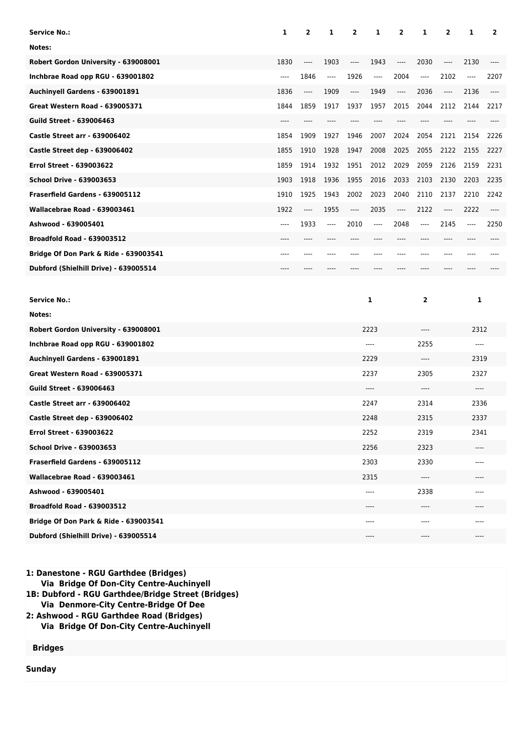| Service No.: | 1 | 2 | 1 | 2 | 1 | 2 | 1 | 2 | 1 | 2 |
|---|---|---|---|---|---|---|---|---|---|---|
| Notes: | | | | | | | | | | |
| Robert Gordon University - 639008001 | 1830 | ---- | 1903 | ---- | 1943 | ---- | 2030 | ---- | 2130 | ---- |
| Inchbrae Road opp RGU - 639001802 | ---- | 1846 | ---- | 1926 | ---- | 2004 | ---- | 2102 | ---- | 2207 |
| Auchinyell Gardens - 639001891 | 1836 | ---- | 1909 | ---- | 1949 | ---- | 2036 | ---- | 2136 | ---- |
| Great Western Road - 639005371 | 1844 | 1859 | 1917 | 1937 | 1957 | 2015 | 2044 | 2112 | 2144 | 2217 |
| Guild Street - 639006463 | ---- | ---- | ---- | ---- | ---- | ---- | ---- | ---- | ---- | ---- |
| Castle Street arr - 639006402 | 1854 | 1909 | 1927 | 1946 | 2007 | 2024 | 2054 | 2121 | 2154 | 2226 |
| Castle Street dep - 639006402 | 1855 | 1910 | 1928 | 1947 | 2008 | 2025 | 2055 | 2122 | 2155 | 2227 |
| Errol Street - 639003622 | 1859 | 1914 | 1932 | 1951 | 2012 | 2029 | 2059 | 2126 | 2159 | 2231 |
| School Drive - 639003653 | 1903 | 1918 | 1936 | 1955 | 2016 | 2033 | 2103 | 2130 | 2203 | 2235 |
| Fraserfield Gardens - 639005112 | 1910 | 1925 | 1943 | 2002 | 2023 | 2040 | 2110 | 2137 | 2210 | 2242 |
| Wallacebrae Road - 639003461 | 1922 | ---- | 1955 | ---- | 2035 | ---- | 2122 | ---- | 2222 | ---- |
| Ashwood - 639005401 | ---- | 1933 | ---- | 2010 | ---- | 2048 | ---- | 2145 | ---- | 2250 |
| Broadfold Road - 639003512 | ---- | ---- | ---- | ---- | ---- | ---- | ---- | ---- | ---- | ---- |
| Bridge Of Don Park & Ride - 639003541 | ---- | ---- | ---- | ---- | ---- | ---- | ---- | ---- | ---- | ---- |
| Dubford (Shielhill Drive) - 639005514 | ---- | ---- | ---- | ---- | ---- | ---- | ---- | ---- | ---- | ---- |

| Service No.: | 1 | 2 | 1 |
|---|---|---|---|
| Notes: | | | |
| Robert Gordon University - 639008001 | 2223 | ---- | 2312 |
| Inchbrae Road opp RGU - 639001802 | ---- | 2255 | ---- |
| Auchinyell Gardens - 639001891 | 2229 | ---- | 2319 |
| Great Western Road - 639005371 | 2237 | 2305 | 2327 |
| Guild Street - 639006463 | ---- | ---- | ---- |
| Castle Street arr - 639006402 | 2247 | 2314 | 2336 |
| Castle Street dep - 639006402 | 2248 | 2315 | 2337 |
| Errol Street - 639003622 | 2252 | 2319 | 2341 |
| School Drive - 639003653 | 2256 | 2323 | ---- |
| Fraserfield Gardens - 639005112 | 2303 | 2330 | ---- |
| Wallacebrae Road - 639003461 | 2315 | ---- | ---- |
| Ashwood - 639005401 | ---- | 2338 | ---- |
| Broadfold Road - 639003512 | ---- | ---- | ---- |
| Bridge Of Don Park & Ride - 639003541 | ---- | ---- | ---- |
| Dubford (Shielhill Drive) - 639005514 | ---- | ---- | ---- |

**1: Danestone - RGU Garthdee (Bridges)**
**Via Bridge Of Don-City Centre-Auchinyell**
**1B: Dubford - RGU Garthdee/Bridge Street (Bridges)**
**Via Denmore-City Centre-Bridge Of Dee**
**2: Ashwood - RGU Garthdee Road (Bridges)**
**Via Bridge Of Don-City Centre-Auchinyell**

**Bridges**

**Sunday**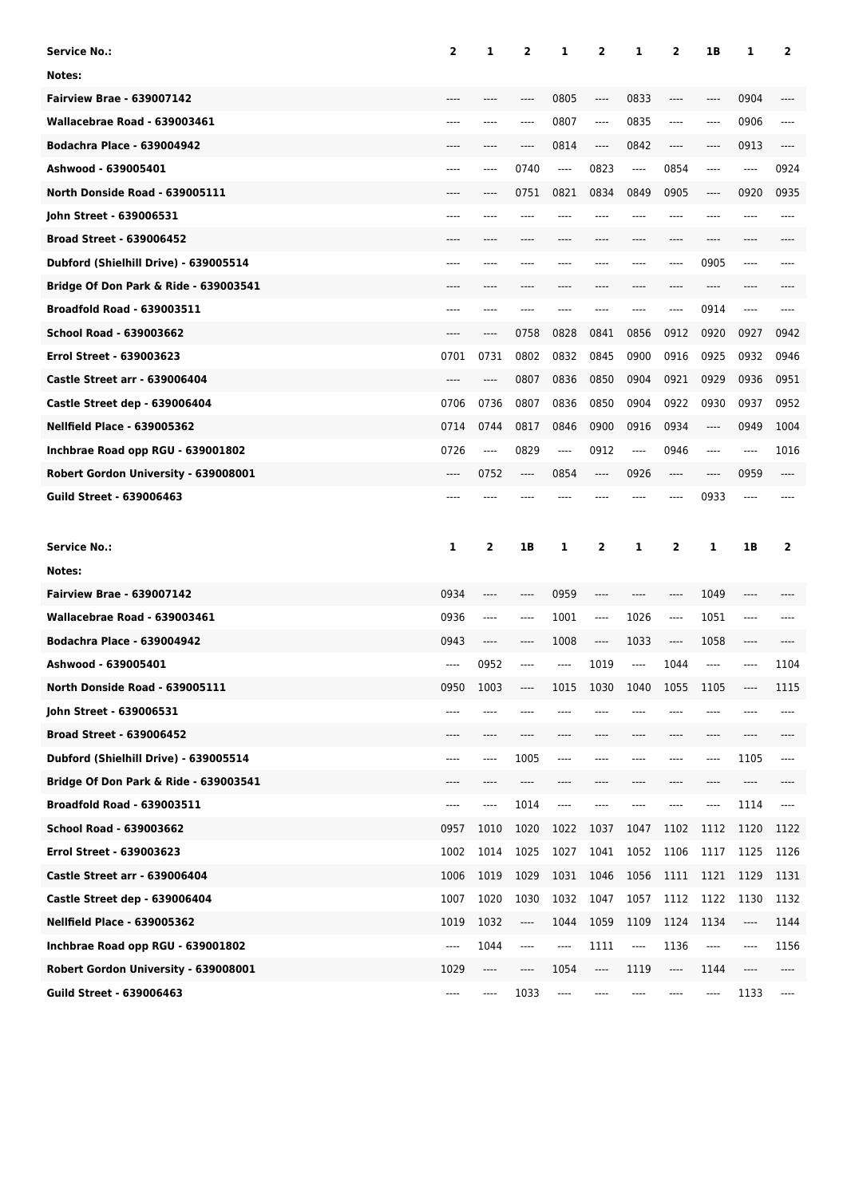| Service No.: | 2 | 1 | 2 | 1 | 2 | 1 | 2 | 1B | 1 | 2 |
|---|---|---|---|---|---|---|---|---|---|---|
| Notes: | | | | | | | | | | |
| Fairview Brae - 639007142 | ---- | ---- | ---- | 0805 | ---- | 0833 | ---- | ---- | 0904 | ---- |
| Wallacebrae Road - 639003461 | ---- | ---- | ---- | 0807 | ---- | 0835 | ---- | ---- | 0906 | ---- |
| Bodachra Place - 639004942 | ---- | ---- | ---- | 0814 | ---- | 0842 | ---- | ---- | 0913 | ---- |
| Ashwood - 639005401 | ---- | ---- | 0740 | ---- | 0823 | ---- | 0854 | ---- | ---- | 0924 |
| North Donside Road - 639005111 | ---- | ---- | 0751 | 0821 | 0834 | 0849 | 0905 | ---- | 0920 | 0935 |
| John Street - 639006531 | ---- | ---- | ---- | ---- | ---- | ---- | ---- | ---- | ---- | ---- |
| Broad Street - 639006452 | ---- | ---- | ---- | ---- | ---- | ---- | ---- | ---- | ---- | ---- |
| Dubford (Shielhill Drive) - 639005514 | ---- | ---- | ---- | ---- | ---- | ---- | ---- | 0905 | ---- | ---- |
| Bridge Of Don Park & Ride - 639003541 | ---- | ---- | ---- | ---- | ---- | ---- | ---- | ---- | ---- | ---- |
| Broadfold Road - 639003511 | ---- | ---- | ---- | ---- | ---- | ---- | ---- | 0914 | ---- | ---- |
| School Road - 639003662 | ---- | ---- | 0758 | 0828 | 0841 | 0856 | 0912 | 0920 | 0927 | 0942 |
| Errol Street - 639003623 | 0701 | 0731 | 0802 | 0832 | 0845 | 0900 | 0916 | 0925 | 0932 | 0946 |
| Castle Street arr - 639006404 | ---- | ---- | 0807 | 0836 | 0850 | 0904 | 0921 | 0929 | 0936 | 0951 |
| Castle Street dep - 639006404 | 0706 | 0736 | 0807 | 0836 | 0850 | 0904 | 0922 | 0930 | 0937 | 0952 |
| Nellfield Place - 639005362 | 0714 | 0744 | 0817 | 0846 | 0900 | 0916 | 0934 | ---- | 0949 | 1004 |
| Inchbrae Road opp RGU - 639001802 | 0726 | ---- | 0829 | ---- | 0912 | ---- | 0946 | ---- | ---- | 1016 |
| Robert Gordon University - 639008001 | ---- | 0752 | ---- | 0854 | ---- | 0926 | ---- | ---- | 0959 | ---- |
| Guild Street - 639006463 | ---- | ---- | ---- | ---- | ---- | ---- | ---- | 0933 | ---- | ---- |

| Service No.: | 1 | 2 | 1B | 1 | 2 | 1 | 2 | 1 | 1B | 2 |
|---|---|---|---|---|---|---|---|---|---|---|
| Notes: | | | | | | | | | | |
| Fairview Brae - 639007142 | 0934 | ---- | ---- | 0959 | ---- | ---- | ---- | 1049 | ---- | ---- |
| Wallacebrae Road - 639003461 | 0936 | ---- | ---- | 1001 | ---- | 1026 | ---- | 1051 | ---- | ---- |
| Bodachra Place - 639004942 | 0943 | ---- | ---- | 1008 | ---- | 1033 | ---- | 1058 | ---- | ---- |
| Ashwood - 639005401 | ---- | 0952 | ---- | ---- | 1019 | ---- | 1044 | ---- | ---- | 1104 |
| North Donside Road - 639005111 | 0950 | 1003 | ---- | 1015 | 1030 | 1040 | 1055 | 1105 | ---- | 1115 |
| John Street - 639006531 | ---- | ---- | ---- | ---- | ---- | ---- | ---- | ---- | ---- | ---- |
| Broad Street - 639006452 | ---- | ---- | ---- | ---- | ---- | ---- | ---- | ---- | ---- | ---- |
| Dubford (Shielhill Drive) - 639005514 | ---- | ---- | 1005 | ---- | ---- | ---- | ---- | ---- | 1105 | ---- |
| Bridge Of Don Park & Ride - 639003541 | ---- | ---- | ---- | ---- | ---- | ---- | ---- | ---- | ---- | ---- |
| Broadfold Road - 639003511 | ---- | ---- | 1014 | ---- | ---- | ---- | ---- | ---- | 1114 | ---- |
| School Road - 639003662 | 0957 | 1010 | 1020 | 1022 | 1037 | 1047 | 1102 | 1112 | 1120 | 1122 |
| Errol Street - 639003623 | 1002 | 1014 | 1025 | 1027 | 1041 | 1052 | 1106 | 1117 | 1125 | 1126 |
| Castle Street arr - 639006404 | 1006 | 1019 | 1029 | 1031 | 1046 | 1056 | 1111 | 1121 | 1129 | 1131 |
| Castle Street dep - 639006404 | 1007 | 1020 | 1030 | 1032 | 1047 | 1057 | 1112 | 1122 | 1130 | 1132 |
| Nellfield Place - 639005362 | 1019 | 1032 | ---- | 1044 | 1059 | 1109 | 1124 | 1134 | ---- | 1144 |
| Inchbrae Road opp RGU - 639001802 | ---- | 1044 | ---- | ---- | 1111 | ---- | 1136 | ---- | ---- | 1156 |
| Robert Gordon University - 639008001 | 1029 | ---- | ---- | 1054 | ---- | 1119 | ---- | 1144 | ---- | ---- |
| Guild Street - 639006463 | ---- | ---- | 1033 | ---- | ---- | ---- | ---- | ---- | 1133 | ---- |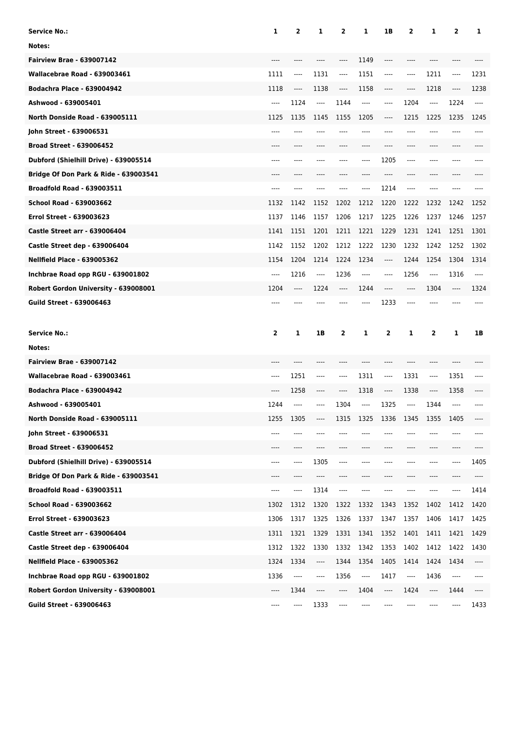| Service No.: | 1 | 2 | 1 | 2 | 1 | 1B | 2 | 1 | 2 | 1 |
|---|---|---|---|---|---|---|---|---|---|---|
| Notes: | | | | | | | | | | |
| Fairview Brae - 639007142 | ---- | ---- | ---- | ---- | 1149 | ---- | ---- | ---- | ---- | ---- |
| Wallacebrae Road - 639003461 | 1111 | ---- | 1131 | ---- | 1151 | ---- | ---- | 1211 | ---- | 1231 |
| Bodachra Place - 639004942 | 1118 | ---- | 1138 | ---- | 1158 | ---- | ---- | 1218 | ---- | 1238 |
| Ashwood - 639005401 | ---- | 1124 | ---- | 1144 | ---- | ---- | 1204 | ---- | 1224 | ---- |
| North Donside Road - 639005111 | 1125 | 1135 | 1145 | 1155 | 1205 | ---- | 1215 | 1225 | 1235 | 1245 |
| John Street - 639006531 | ---- | ---- | ---- | ---- | ---- | ---- | ---- | ---- | ---- | ---- |
| Broad Street - 639006452 | ---- | ---- | ---- | ---- | ---- | ---- | ---- | ---- | ---- | ---- |
| Dubford (Shielhill Drive) - 639005514 | ---- | ---- | ---- | ---- | ---- | 1205 | ---- | ---- | ---- | ---- |
| Bridge Of Don Park & Ride - 639003541 | ---- | ---- | ---- | ---- | ---- | ---- | ---- | ---- | ---- | ---- |
| Broadfold Road - 639003511 | ---- | ---- | ---- | ---- | ---- | 1214 | ---- | ---- | ---- | ---- |
| School Road - 639003662 | 1132 | 1142 | 1152 | 1202 | 1212 | 1220 | 1222 | 1232 | 1242 | 1252 |
| Errol Street - 639003623 | 1137 | 1146 | 1157 | 1206 | 1217 | 1225 | 1226 | 1237 | 1246 | 1257 |
| Castle Street arr - 639006404 | 1141 | 1151 | 1201 | 1211 | 1221 | 1229 | 1231 | 1241 | 1251 | 1301 |
| Castle Street dep - 639006404 | 1142 | 1152 | 1202 | 1212 | 1222 | 1230 | 1232 | 1242 | 1252 | 1302 |
| Nellfield Place - 639005362 | 1154 | 1204 | 1214 | 1224 | 1234 | ---- | 1244 | 1254 | 1304 | 1314 |
| Inchbrae Road opp RGU - 639001802 | ---- | 1216 | ---- | 1236 | ---- | ---- | 1256 | ---- | 1316 | ---- |
| Robert Gordon University - 639008001 | 1204 | ---- | 1224 | ---- | 1244 | ---- | ---- | 1304 | ---- | 1324 |
| Guild Street - 639006463 | ---- | ---- | ---- | ---- | ---- | 1233 | ---- | ---- | ---- | ---- |

| Service No.: | 2 | 1 | 1B | 2 | 1 | 2 | 1 | 2 | 1 | 1B |
|---|---|---|---|---|---|---|---|---|---|---|
| Notes: | | | | | | | | | | |
| Fairview Brae - 639007142 | ---- | ---- | ---- | ---- | ---- | ---- | ---- | ---- | ---- | ---- |
| Wallacebrae Road - 639003461 | ---- | 1251 | ---- | ---- | 1311 | ---- | 1331 | ---- | 1351 | ---- |
| Bodachra Place - 639004942 | ---- | 1258 | ---- | ---- | 1318 | ---- | 1338 | ---- | 1358 | ---- |
| Ashwood - 639005401 | 1244 | ---- | ---- | 1304 | ---- | 1325 | ---- | 1344 | ---- | ---- |
| North Donside Road - 639005111 | 1255 | 1305 | ---- | 1315 | 1325 | 1336 | 1345 | 1355 | 1405 | ---- |
| John Street - 639006531 | ---- | ---- | ---- | ---- | ---- | ---- | ---- | ---- | ---- | ---- |
| Broad Street - 639006452 | ---- | ---- | ---- | ---- | ---- | ---- | ---- | ---- | ---- | ---- |
| Dubford (Shielhill Drive) - 639005514 | ---- | ---- | 1305 | ---- | ---- | ---- | ---- | ---- | ---- | 1405 |
| Bridge Of Don Park & Ride - 639003541 | ---- | ---- | ---- | ---- | ---- | ---- | ---- | ---- | ---- | ---- |
| Broadfold Road - 639003511 | ---- | ---- | 1314 | ---- | ---- | ---- | ---- | ---- | ---- | 1414 |
| School Road - 639003662 | 1302 | 1312 | 1320 | 1322 | 1332 | 1343 | 1352 | 1402 | 1412 | 1420 |
| Errol Street - 639003623 | 1306 | 1317 | 1325 | 1326 | 1337 | 1347 | 1357 | 1406 | 1417 | 1425 |
| Castle Street arr - 639006404 | 1311 | 1321 | 1329 | 1331 | 1341 | 1352 | 1401 | 1411 | 1421 | 1429 |
| Castle Street dep - 639006404 | 1312 | 1322 | 1330 | 1332 | 1342 | 1353 | 1402 | 1412 | 1422 | 1430 |
| Nellfield Place - 639005362 | 1324 | 1334 | ---- | 1344 | 1354 | 1405 | 1414 | 1424 | 1434 | ---- |
| Inchbrae Road opp RGU - 639001802 | 1336 | ---- | ---- | 1356 | ---- | 1417 | ---- | 1436 | ---- | ---- |
| Robert Gordon University - 639008001 | ---- | 1344 | ---- | ---- | 1404 | ---- | 1424 | ---- | 1444 | ---- |
| Guild Street - 639006463 | ---- | ---- | 1333 | ---- | ---- | ---- | ---- | ---- | ---- | 1433 |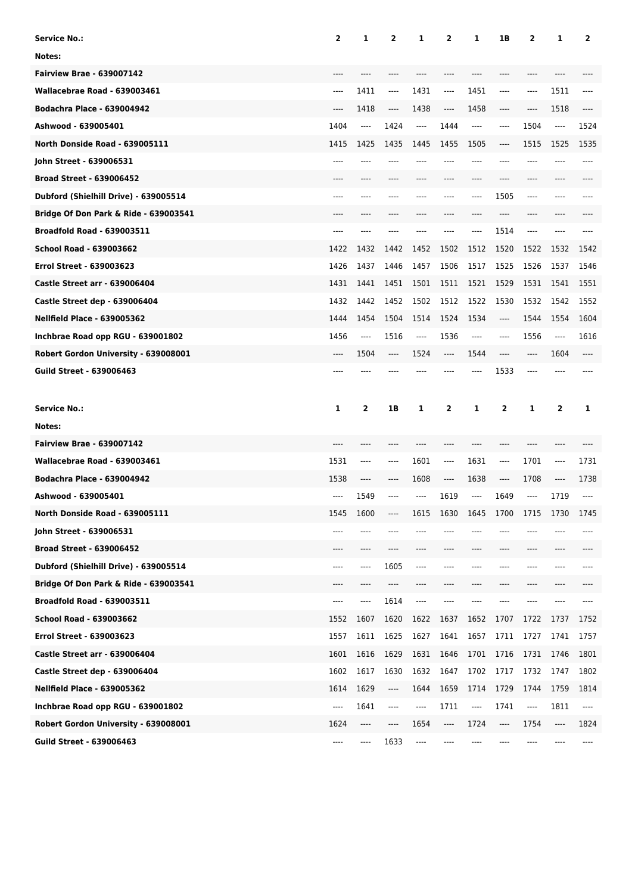| Service No.: | 2 | 1 | 2 | 1 | 2 | 1 | 1B | 2 | 1 | 2 |
|---|---|---|---|---|---|---|---|---|---|---|
| Notes: | | | | | | | | | | |
| Fairview Brae - 639007142 | ---- | ---- | ---- | ---- | ---- | ---- | ---- | ---- | ---- | ---- |
| Wallacebrae Road - 639003461 | ---- | 1411 | ---- | 1431 | ---- | 1451 | ---- | ---- | 1511 | ---- |
| Bodachra Place - 639004942 | ---- | 1418 | ---- | 1438 | ---- | 1458 | ---- | ---- | 1518 | ---- |
| Ashwood - 639005401 | 1404 | ---- | 1424 | ---- | 1444 | ---- | ---- | 1504 | ---- | 1524 |
| North Donside Road - 639005111 | 1415 | 1425 | 1435 | 1445 | 1455 | 1505 | ---- | 1515 | 1525 | 1535 |
| John Street - 639006531 | ---- | ---- | ---- | ---- | ---- | ---- | ---- | ---- | ---- | ---- |
| Broad Street - 639006452 | ---- | ---- | ---- | ---- | ---- | ---- | ---- | ---- | ---- | ---- |
| Dubford (Shielhill Drive) - 639005514 | ---- | ---- | ---- | ---- | ---- | ---- | 1505 | ---- | ---- | ---- |
| Bridge Of Don Park & Ride - 639003541 | ---- | ---- | ---- | ---- | ---- | ---- | ---- | ---- | ---- | ---- |
| Broadfold Road - 639003511 | ---- | ---- | ---- | ---- | ---- | ---- | 1514 | ---- | ---- | ---- |
| School Road - 639003662 | 1422 | 1432 | 1442 | 1452 | 1502 | 1512 | 1520 | 1522 | 1532 | 1542 |
| Errol Street - 639003623 | 1426 | 1437 | 1446 | 1457 | 1506 | 1517 | 1525 | 1526 | 1537 | 1546 |
| Castle Street arr - 639006404 | 1431 | 1441 | 1451 | 1501 | 1511 | 1521 | 1529 | 1531 | 1541 | 1551 |
| Castle Street dep - 639006404 | 1432 | 1442 | 1452 | 1502 | 1512 | 1522 | 1530 | 1532 | 1542 | 1552 |
| Nellfield Place - 639005362 | 1444 | 1454 | 1504 | 1514 | 1524 | 1534 | ---- | 1544 | 1554 | 1604 |
| Inchbrae Road opp RGU - 639001802 | 1456 | ---- | 1516 | ---- | 1536 | ---- | ---- | 1556 | ---- | 1616 |
| Robert Gordon University - 639008001 | ---- | 1504 | ---- | 1524 | ---- | 1544 | ---- | ---- | 1604 | ---- |
| Guild Street - 639006463 | ---- | ---- | ---- | ---- | ---- | ---- | 1533 | ---- | ---- | ---- |

| Service No.: | 1 | 2 | 1B | 1 | 2 | 1 | 2 | 1 | 2 | 1 |
|---|---|---|---|---|---|---|---|---|---|---|
| Notes: | | | | | | | | | | |
| Fairview Brae - 639007142 | ---- | ---- | ---- | ---- | ---- | ---- | ---- | ---- | ---- | ---- |
| Wallacebrae Road - 639003461 | 1531 | ---- | ---- | 1601 | ---- | 1631 | ---- | 1701 | ---- | 1731 |
| Bodachra Place - 639004942 | 1538 | ---- | ---- | 1608 | ---- | 1638 | ---- | 1708 | ---- | 1738 |
| Ashwood - 639005401 | ---- | 1549 | ---- | ---- | 1619 | ---- | 1649 | ---- | 1719 | ---- |
| North Donside Road - 639005111 | 1545 | 1600 | ---- | 1615 | 1630 | 1645 | 1700 | 1715 | 1730 | 1745 |
| John Street - 639006531 | ---- | ---- | ---- | ---- | ---- | ---- | ---- | ---- | ---- | ---- |
| Broad Street - 639006452 | ---- | ---- | ---- | ---- | ---- | ---- | ---- | ---- | ---- | ---- |
| Dubford (Shielhill Drive) - 639005514 | ---- | ---- | 1605 | ---- | ---- | ---- | ---- | ---- | ---- | ---- |
| Bridge Of Don Park & Ride - 639003541 | ---- | ---- | ---- | ---- | ---- | ---- | ---- | ---- | ---- | ---- |
| Broadfold Road - 639003511 | ---- | ---- | 1614 | ---- | ---- | ---- | ---- | ---- | ---- | ---- |
| School Road - 639003662 | 1552 | 1607 | 1620 | 1622 | 1637 | 1652 | 1707 | 1722 | 1737 | 1752 |
| Errol Street - 639003623 | 1557 | 1611 | 1625 | 1627 | 1641 | 1657 | 1711 | 1727 | 1741 | 1757 |
| Castle Street arr - 639006404 | 1601 | 1616 | 1629 | 1631 | 1646 | 1701 | 1716 | 1731 | 1746 | 1801 |
| Castle Street dep - 639006404 | 1602 | 1617 | 1630 | 1632 | 1647 | 1702 | 1717 | 1732 | 1747 | 1802 |
| Nellfield Place - 639005362 | 1614 | 1629 | ---- | 1644 | 1659 | 1714 | 1729 | 1744 | 1759 | 1814 |
| Inchbrae Road opp RGU - 639001802 | ---- | 1641 | ---- | ---- | 1711 | ---- | 1741 | ---- | 1811 | ---- |
| Robert Gordon University - 639008001 | 1624 | ---- | ---- | 1654 | ---- | 1724 | ---- | 1754 | ---- | 1824 |
| Guild Street - 639006463 | ---- | ---- | 1633 | ---- | ---- | ---- | ---- | ---- | ---- | ---- |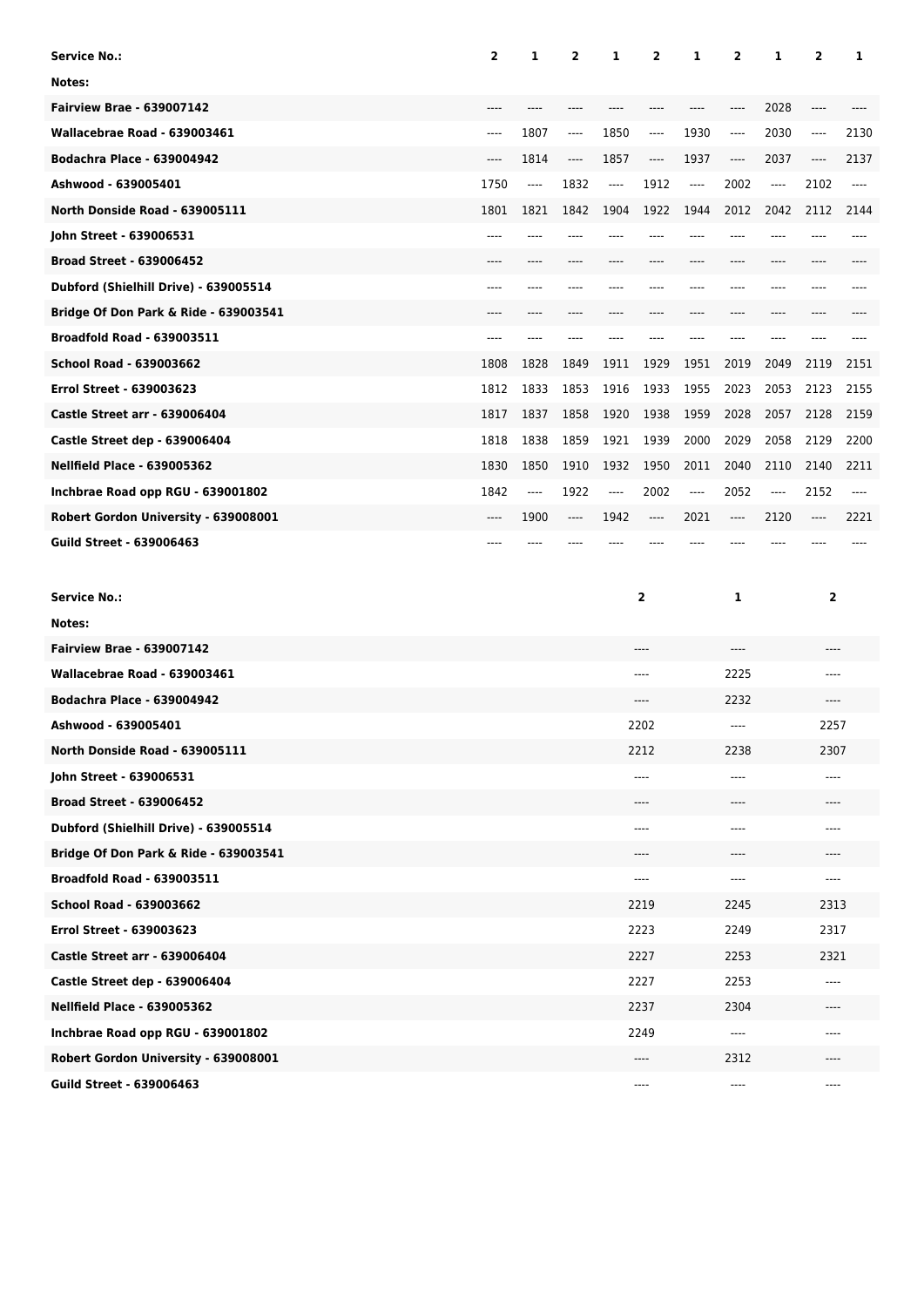| Service No.: | 2 | 1 | 2 | 1 | 2 | 1 | 2 | 1 | 2 | 1 |
|---|---|---|---|---|---|---|---|---|---|---|
| Notes: | | | | | | | | | | |
| Fairview Brae - 639007142 | ---- | ---- | ---- | ---- | ---- | ---- | ---- | 2028 | ---- | ---- |
| Wallacebrae Road - 639003461 | ---- | 1807 | ---- | 1850 | ---- | 1930 | ---- | 2030 | ---- | 2130 |
| Bodachra Place - 639004942 | ---- | 1814 | ---- | 1857 | ---- | 1937 | ---- | 2037 | ---- | 2137 |
| Ashwood - 639005401 | 1750 | ---- | 1832 | ---- | 1912 | ---- | 2002 | ---- | 2102 | ---- |
| North Donside Road - 639005111 | 1801 | 1821 | 1842 | 1904 | 1922 | 1944 | 2012 | 2042 | 2112 | 2144 |
| John Street - 639006531 | ---- | ---- | ---- | ---- | ---- | ---- | ---- | ---- | ---- | ---- |
| Broad Street - 639006452 | ---- | ---- | ---- | ---- | ---- | ---- | ---- | ---- | ---- | ---- |
| Dubford (Shielhill Drive) - 639005514 | ---- | ---- | ---- | ---- | ---- | ---- | ---- | ---- | ---- | ---- |
| Bridge Of Don Park & Ride - 639003541 | ---- | ---- | ---- | ---- | ---- | ---- | ---- | ---- | ---- | ---- |
| Broadfold Road - 639003511 | ---- | ---- | ---- | ---- | ---- | ---- | ---- | ---- | ---- | ---- |
| School Road - 639003662 | 1808 | 1828 | 1849 | 1911 | 1929 | 1951 | 2019 | 2049 | 2119 | 2151 |
| Errol Street - 639003623 | 1812 | 1833 | 1853 | 1916 | 1933 | 1955 | 2023 | 2053 | 2123 | 2155 |
| Castle Street arr - 639006404 | 1817 | 1837 | 1858 | 1920 | 1938 | 1959 | 2028 | 2057 | 2128 | 2159 |
| Castle Street dep - 639006404 | 1818 | 1838 | 1859 | 1921 | 1939 | 2000 | 2029 | 2058 | 2129 | 2200 |
| Nellfield Place - 639005362 | 1830 | 1850 | 1910 | 1932 | 1950 | 2011 | 2040 | 2110 | 2140 | 2211 |
| Inchbrae Road opp RGU - 639001802 | 1842 | ---- | 1922 | ---- | 2002 | ---- | 2052 | ---- | 2152 | ---- |
| Robert Gordon University - 639008001 | ---- | 1900 | ---- | 1942 | ---- | 2021 | ---- | 2120 | ---- | 2221 |
| Guild Street - 639006463 | ---- | ---- | ---- | ---- | ---- | ---- | ---- | ---- | ---- | ---- |

| Service No.: | 2 | 1 | 2 |
|---|---|---|---|
| Notes: | | | |
| Fairview Brae - 639007142 | ---- | ---- | ---- |
| Wallacebrae Road - 639003461 | ---- | 2225 | ---- |
| Bodachra Place - 639004942 | ---- | 2232 | ---- |
| Ashwood - 639005401 | 2202 | ---- | 2257 |
| North Donside Road - 639005111 | 2212 | 2238 | 2307 |
| John Street - 639006531 | ---- | ---- | ---- |
| Broad Street - 639006452 | ---- | ---- | ---- |
| Dubford (Shielhill Drive) - 639005514 | ---- | ---- | ---- |
| Bridge Of Don Park & Ride - 639003541 | ---- | ---- | ---- |
| Broadfold Road - 639003511 | ---- | ---- | ---- |
| School Road - 639003662 | 2219 | 2245 | 2313 |
| Errol Street - 639003623 | 2223 | 2249 | 2317 |
| Castle Street arr - 639006404 | 2227 | 2253 | 2321 |
| Castle Street dep - 639006404 | 2227 | 2253 | ---- |
| Nellfield Place - 639005362 | 2237 | 2304 | ---- |
| Inchbrae Road opp RGU - 639001802 | 2249 | ---- | ---- |
| Robert Gordon University - 639008001 | ---- | 2312 | ---- |
| Guild Street - 639006463 | ---- | ---- | ---- |